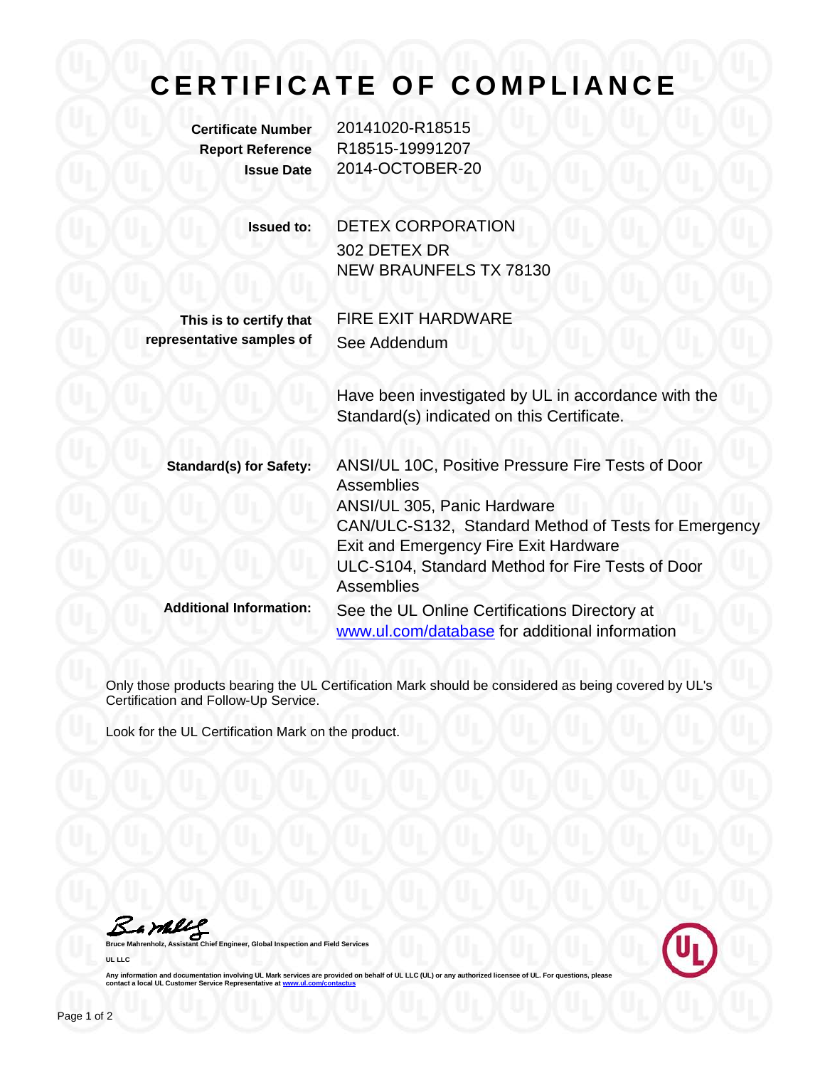# CERTIFICATE OF COMPLIANCE

**Certificate Number** 20141020-R18515
**Report Reference** R18515-19991207
**Issue Date** 2014-OCTOBER-20

**Issued to:** DETEX CORPORATION
302 DETEX DR
NEW BRAUNFELS TX 78130

**This is to certify that representative samples of** FIRE EXIT HARDWARE
See Addendum

Have been investigated by UL in accordance with the Standard(s) indicated on this Certificate.

**Standard(s) for Safety:**
ANSI/UL 10C, Positive Pressure Fire Tests of Door Assemblies
ANSI/UL 305, Panic Hardware
CAN/ULC-S132, Standard Method of Tests for Emergency Exit and Emergency Fire Exit Hardware
ULC-S104, Standard Method for Fire Tests of Door Assemblies

**Additional Information:** See the UL Online Certifications Directory at [www.ul.com/database](www.ul.com/database) for additional information

Only those products bearing the UL Certification Mark should be considered as being covered by UL's Certification and Follow-Up Service.

Look for the UL Certification Mark on the product.

**Bruce Mahrenholz, Assistant Chief Engineer, Global Inspection and Field Services**

**UL LLC**

Any information and documentation involving UL Mark services are provided on behalf of UL LLC (UL) or any authorized licensee of UL. For questions, please contact a local UL Customer Service Representative at [www.ul.com/contactus](www.ul.com/contactus)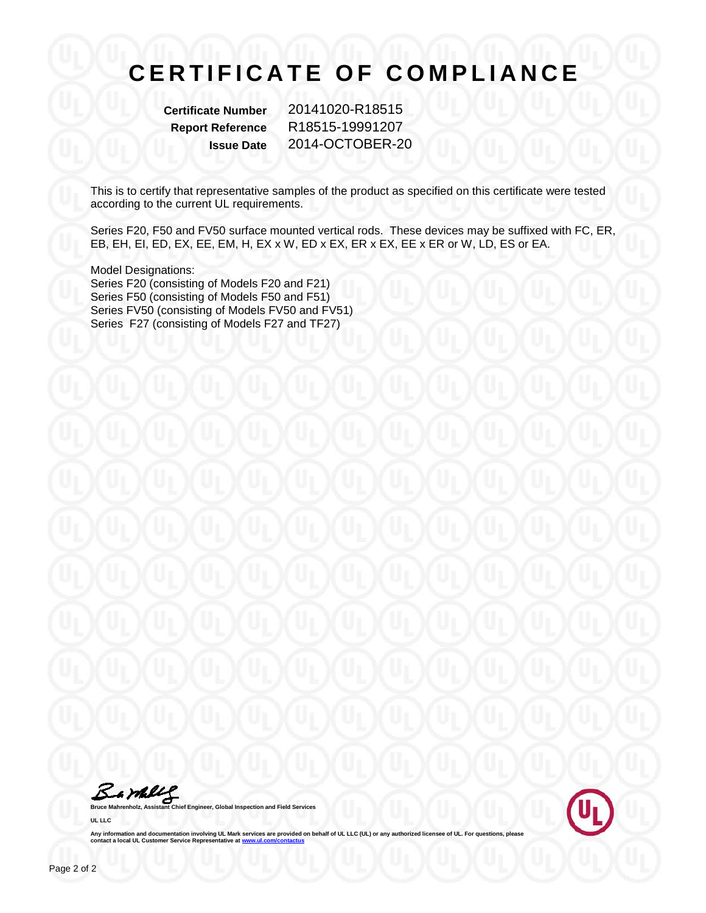# CERTIFICATE OF COMPLIANCE

**Certificate Number** 20141020-R18515
**Report Reference** R18515-19991207
**Issue Date** 2014-OCTOBER-20

This is to certify that representative samples of the product as specified on this certificate were tested according to the current UL requirements.

Series F20, F50 and FV50 surface mounted vertical rods. These devices may be suffixed with FC, ER, EB, EH, EI, ED, EX, EE, EM, H, EX x W, ED x EX, ER x EX, EE x ER or W, LD, ES or EA.

Model Designations:
Series F20 (consisting of Models F20 and F21)
Series F50 (consisting of Models F50 and F51)
Series FV50 (consisting of Models FV50 and FV51)
Series F27 (consisting of Models F27 and TF27)

**Bruce Mahrenholz, Assistant Chief Engineer, Global Inspection and Field Services**

**UL LLC**

**Any information and documentation involving UL Mark services are provided on behalf of UL LLC (UL) or any authorized licensee of UL. For questions, please contact a local UL Customer Service Representative at www.ul.com/contactus**